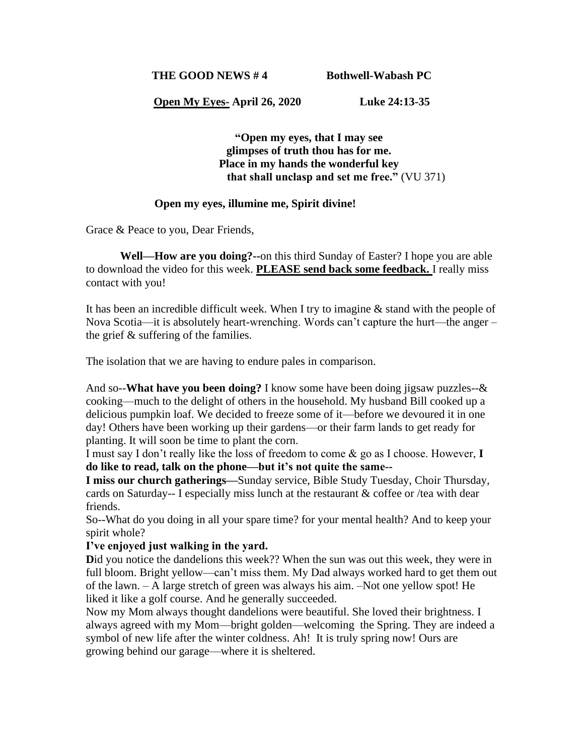**THE GOOD NEWS # 4** **Bothwell-Wabash PC**

**Open My Eyes- April 26, 2020** **Luke 24:13-35**

**"Open my eyes, that I may see**
**glimpses of truth thou has for me.**
**Place in my hands the wonderful key**
**that shall unclasp and set me free."** (VU 371)

**Open my eyes, illumine me, Spirit divine!**

Grace & Peace to you, Dear Friends,

**Well—How are you doing?--**on this third Sunday of Easter? I hope you are able to download the video for this week. **PLEASE send back some feedback.** I really miss contact with you!

It has been an incredible difficult week. When I try to imagine & stand with the people of Nova Scotia—it is absolutely heart-wrenching. Words can't capture the hurt—the anger – the grief & suffering of the families.

The isolation that we are having to endure pales in comparison.

And so--**What have you been doing?** I know some have been doing jigsaw puzzles--& cooking—much to the delight of others in the household. My husband Bill cooked up a delicious pumpkin loaf. We decided to freeze some of it—before we devoured it in one day! Others have been working up their gardens—or their farm lands to get ready for planting. It will soon be time to plant the corn.
I must say I don't really like the loss of freedom to come & go as I choose. However, **I do like to read, talk on the phone—but it's not quite the same--**
**I miss our church gatherings—**Sunday service, Bible Study Tuesday, Choir Thursday, cards on Saturday-- I especially miss lunch at the restaurant & coffee or /tea with dear friends.
So--What do you doing in all your spare time? for your mental health? And to keep your spirit whole?
**I've enjoyed just walking in the yard.**
**D**id you notice the dandelions this week?? When the sun was out this week, they were in full bloom. Bright yellow—can't miss them. My Dad always worked hard to get them out of the lawn. – A large stretch of green was always his aim. –Not one yellow spot! He liked it like a golf course. And he generally succeeded.
Now my Mom always thought dandelions were beautiful. She loved their brightness. I always agreed with my Mom—bright golden—welcoming the Spring. They are indeed a symbol of new life after the winter coldness. Ah! It is truly spring now! Ours are growing behind our garage—where it is sheltered.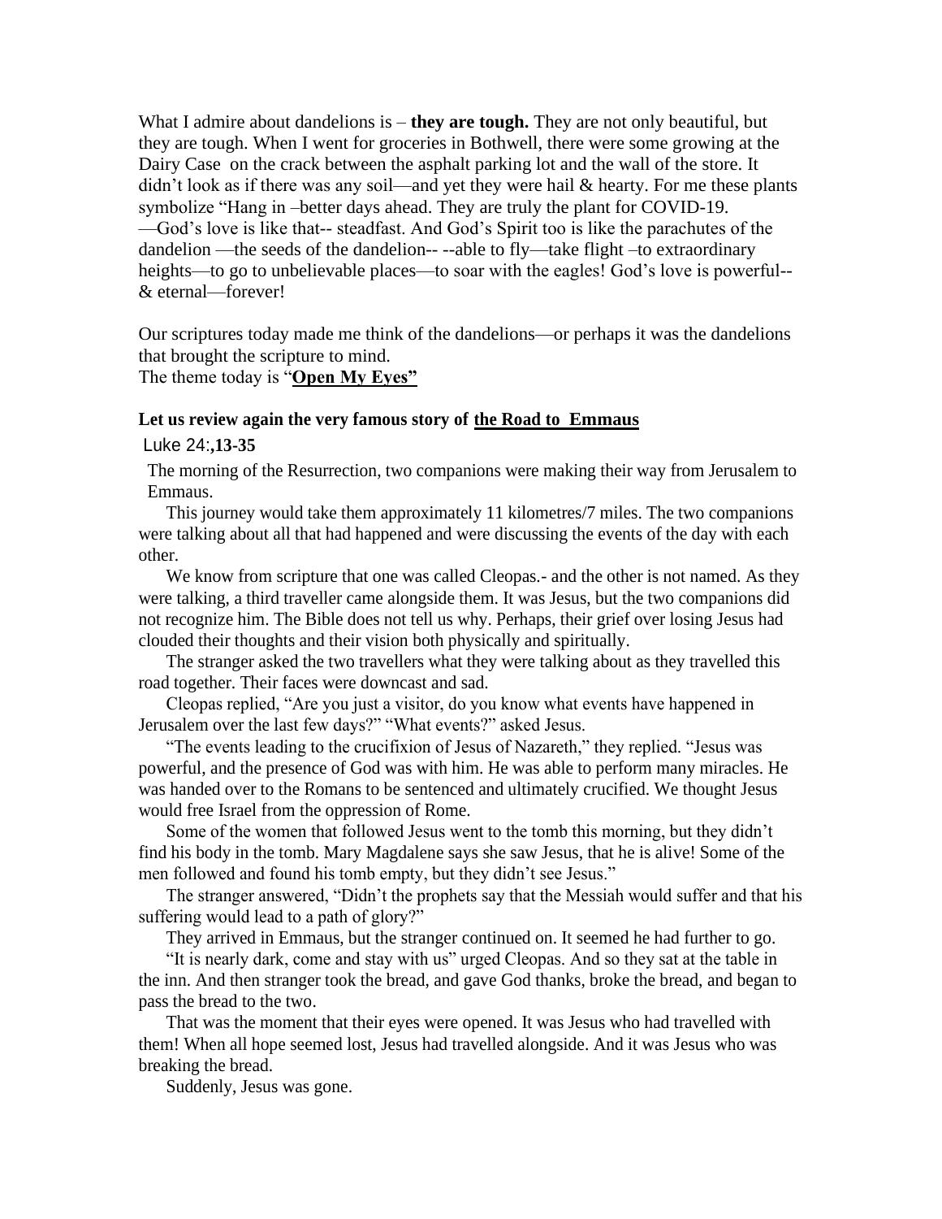What I admire about dandelions is – **they are tough.** They are not only beautiful, but they are tough. When I went for groceries in Bothwell, there were some growing at the Dairy Case on the crack between the asphalt parking lot and the wall of the store. It didn't look as if there was any soil—and yet they were hail & hearty. For me these plants symbolize "Hang in –better days ahead. They are truly the plant for COVID-19. —God's love is like that-- steadfast. And God's Spirit too is like the parachutes of the dandelion —the seeds of the dandelion-- --able to fly—take flight –to extraordinary heights—to go to unbelievable places—to soar with the eagles! God's love is powerful-- & eternal—forever!

Our scriptures today made me think of the dandelions—or perhaps it was the dandelions that brought the scripture to mind.
The theme today is "**<u>Open My Eyes"</u>**

**Let us review again the very famous story of <u>the Road to Emmaus</u>**

Luke 24:**,13-35**

The morning of the Resurrection, two companions were making their way from Jerusalem to Emmaus.

This journey would take them approximately 11 kilometres/7 miles. The two companions were talking about all that had happened and were discussing the events of the day with each other.

We know from scripture that one was called Cleopas.- and the other is not named. As they were talking, a third traveller came alongside them. It was Jesus, but the two companions did not recognize him. The Bible does not tell us why. Perhaps, their grief over losing Jesus had clouded their thoughts and their vision both physically and spiritually.

The stranger asked the two travellers what they were talking about as they travelled this road together. Their faces were downcast and sad.

Cleopas replied, "Are you just a visitor, do you know what events have happened in Jerusalem over the last few days?" "What events?" asked Jesus.

"The events leading to the crucifixion of Jesus of Nazareth," they replied. "Jesus was powerful, and the presence of God was with him. He was able to perform many miracles. He was handed over to the Romans to be sentenced and ultimately crucified. We thought Jesus would free Israel from the oppression of Rome.

Some of the women that followed Jesus went to the tomb this morning, but they didn't find his body in the tomb. Mary Magdalene says she saw Jesus, that he is alive! Some of the men followed and found his tomb empty, but they didn't see Jesus."

The stranger answered, "Didn't the prophets say that the Messiah would suffer and that his suffering would lead to a path of glory?"

They arrived in Emmaus, but the stranger continued on. It seemed he had further to go.

"It is nearly dark, come and stay with us" urged Cleopas. And so they sat at the table in the inn. And then stranger took the bread, and gave God thanks, broke the bread, and began to pass the bread to the two.

That was the moment that their eyes were opened. It was Jesus who had travelled with them! When all hope seemed lost, Jesus had travelled alongside. And it was Jesus who was breaking the bread.

Suddenly, Jesus was gone.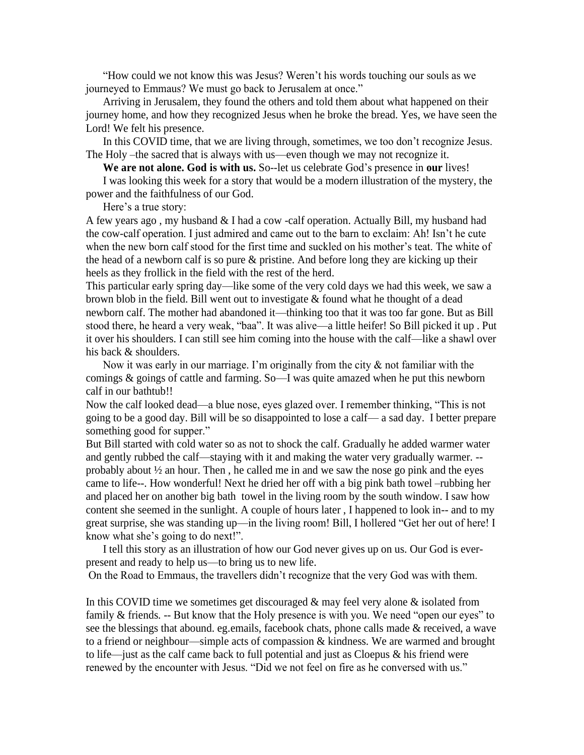"How could we not know this was Jesus? Weren't his words touching our souls as we journeyed to Emmaus? We must go back to Jerusalem at once."

Arriving in Jerusalem, they found the others and told them about what happened on their journey home, and how they recognized Jesus when he broke the bread. Yes, we have seen the Lord! We felt his presence.

In this COVID time, that we are living through, sometimes, we too don't recognize Jesus. The Holy –the sacred that is always with us—even though we may not recognize it.

**We are not alone. God is with us.** So--let us celebrate God's presence in **our** lives!

I was looking this week for a story that would be a modern illustration of the mystery, the power and the faithfulness of our God.

Here's a true story:

A few years ago , my husband & I had a cow -calf operation. Actually Bill, my husband had the cow-calf operation. I just admired and came out to the barn to exclaim: Ah! Isn't he cute when the new born calf stood for the first time and suckled on his mother's teat. The white of the head of a newborn calf is so pure & pristine. And before long they are kicking up their heels as they frollick in the field with the rest of the herd.

This particular early spring day—like some of the very cold days we had this week, we saw a brown blob in the field. Bill went out to investigate & found what he thought of a dead newborn calf. The mother had abandoned it—thinking too that it was too far gone. But as Bill stood there, he heard a very weak, "baa". It was alive—a little heifer! So Bill picked it up . Put it over his shoulders. I can still see him coming into the house with the calf—like a shawl over his back & shoulders.

Now it was early in our marriage. I'm originally from the city & not familiar with the comings & goings of cattle and farming. So—I was quite amazed when he put this newborn calf in our bathtub!!

Now the calf looked dead—a blue nose, eyes glazed over. I remember thinking, "This is not going to be a good day. Bill will be so disappointed to lose a calf— a sad day. I better prepare something good for supper."

But Bill started with cold water so as not to shock the calf. Gradually he added warmer water and gently rubbed the calf—staying with it and making the water very gradually warmer. --probably about ½ an hour. Then , he called me in and we saw the nose go pink and the eyes came to life--. How wonderful! Next he dried her off with a big pink bath towel –rubbing her and placed her on another big bath towel in the living room by the south window. I saw how content she seemed in the sunlight. A couple of hours later , I happened to look in-- and to my great surprise, she was standing up—in the living room! Bill, I hollered "Get her out of here! I know what she's going to do next!".

I tell this story as an illustration of how our God never gives up on us. Our God is ever-present and ready to help us—to bring us to new life.

On the Road to Emmaus, the travellers didn't recognize that the very God was with them.

In this COVID time we sometimes get discouraged & may feel very alone & isolated from family & friends. -- But know that the Holy presence is with you. We need "open our eyes" to see the blessings that abound. eg.emails, facebook chats, phone calls made & received, a wave to a friend or neighbour—simple acts of compassion & kindness. We are warmed and brought to life—just as the calf came back to full potential and just as Cloepus & his friend were renewed by the encounter with Jesus. "Did we not feel on fire as he conversed with us."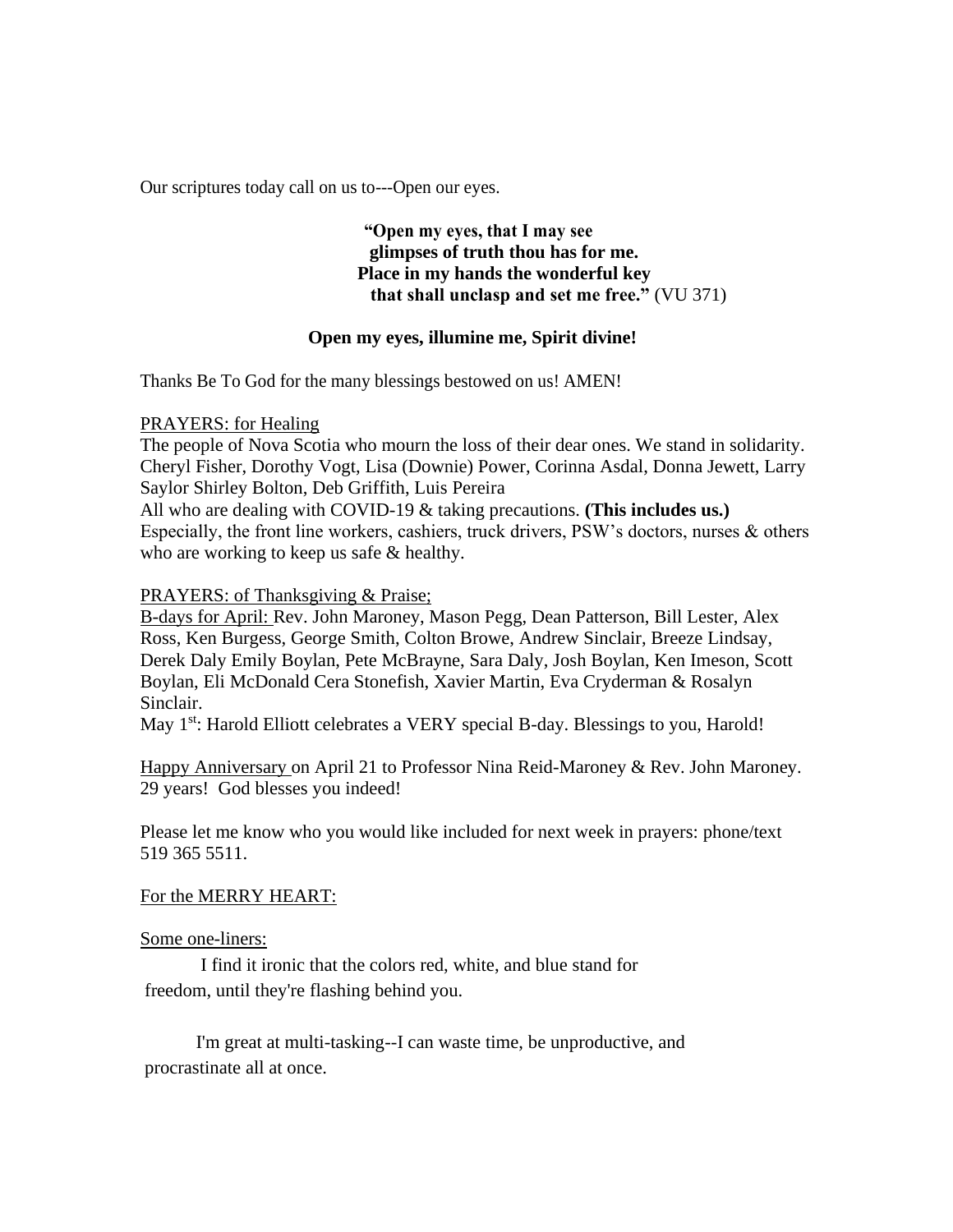Our scriptures today call on us to---Open our eyes.

> **"Open my eyes, that I may see**
> **glimpses of truth thou has for me.**
> **Place in my hands the wonderful key**
> **that shall unclasp and set me free."** (VU 371)

**Open my eyes, illumine me, Spirit divine!**

Thanks Be To God for the many blessings bestowed on us! AMEN!

PRAYERS: for Healing

The people of Nova Scotia who mourn the loss of their dear ones. We stand in solidarity. Cheryl Fisher, Dorothy Vogt, Lisa (Downie) Power, Corinna Asdal, Donna Jewett, Larry Saylor Shirley Bolton, Deb Griffith, Luis Pereira

All who are dealing with COVID-19 & taking precautions. **(This includes us.)** Especially, the front line workers, cashiers, truck drivers, PSW's doctors, nurses & others who are working to keep us safe & healthy.

PRAYERS: of Thanksgiving & Praise;

B-days for April: Rev. John Maroney, Mason Pegg, Dean Patterson, Bill Lester, Alex Ross, Ken Burgess, George Smith, Colton Browe, Andrew Sinclair, Breeze Lindsay, Derek Daly Emily Boylan, Pete McBrayne, Sara Daly, Josh Boylan, Ken Imeson, Scott Boylan, Eli McDonald Cera Stonefish, Xavier Martin, Eva Cryderman & Rosalyn Sinclair.

May 1st: Harold Elliott celebrates a VERY special B-day. Blessings to you, Harold!

Happy Anniversary on April 21 to Professor Nina Reid-Maroney & Rev. John Maroney. 29 years! God blesses you indeed!

Please let me know who you would like included for next week in prayers: phone/text 519 365 5511.

For the MERRY HEART:

Some one-liners:

I find it ironic that the colors red, white, and blue stand for freedom, until they're flashing behind you.

I'm great at multi-tasking--I can waste time, be unproductive, and procrastinate all at once.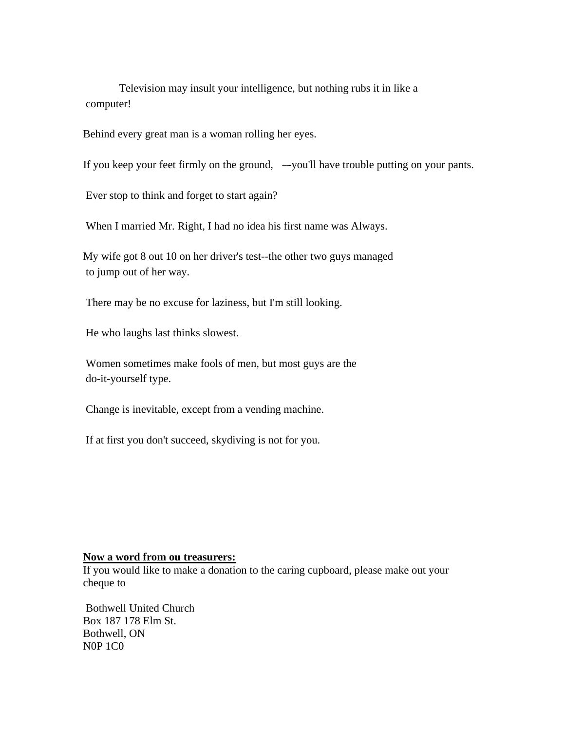Television may insult your intelligence, but nothing rubs it in like a computer!

Behind every great man is a woman rolling her eyes.

If you keep your feet firmly on the ground, –-you'll have trouble putting on your pants.

Ever stop to think and forget to start again?

When I married Mr. Right, I had no idea his first name was Always.

My wife got 8 out 10 on her driver's test--the other two guys managed to jump out of her way.

There may be no excuse for laziness, but I'm still looking.

He who laughs last thinks slowest.

Women sometimes make fools of men, but most guys are the do-it-yourself type.

Change is inevitable, except from a vending machine.

If at first you don't succeed, skydiving is not for you.

**<u>Now a word from ou treasurers:</u>**

If you would like to make a donation to the caring cupboard, please make out your cheque to

Bothwell United Church
Box 187 178 Elm St.
Bothwell, ON
N0P 1C0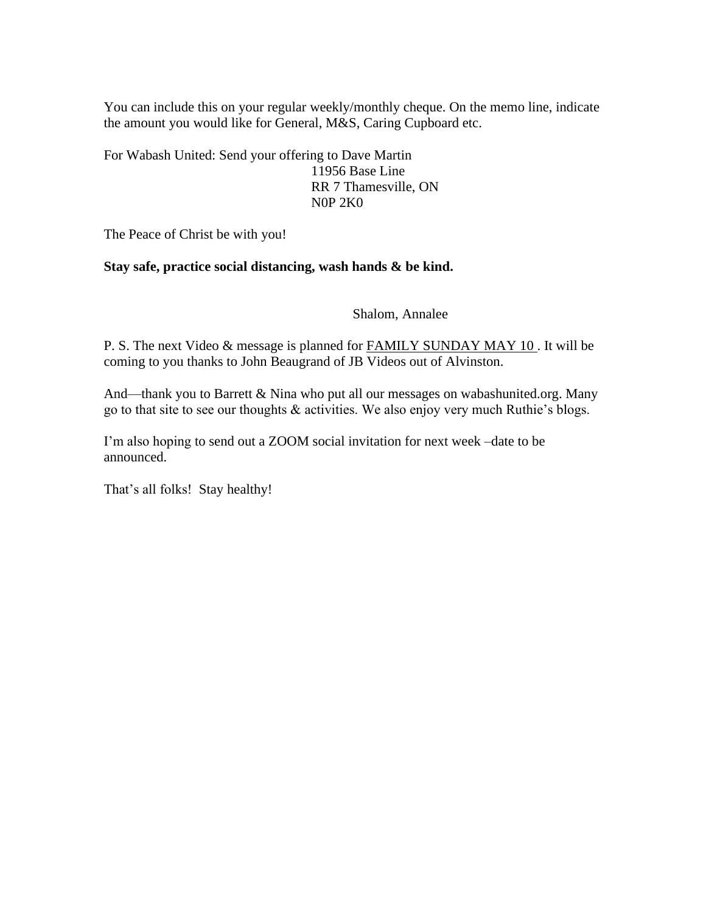You can include this on your regular weekly/monthly cheque. On the memo line, indicate the amount you would like for General, M&S, Caring Cupboard etc.

For Wabash United: Send your offering to Dave Martin
11956 Base Line
RR 7 Thamesville, ON
N0P 2K0

The Peace of Christ be with you!

**Stay safe, practice social distancing, wash hands & be kind.**

Shalom, Annalee

P. S. The next Video & message is planned for <u>FAMILY SUNDAY MAY 10</u>. It will be coming to you thanks to John Beaugrand of JB Videos out of Alvinston.

And—thank you to Barrett & Nina who put all our messages on wabashunited.org. Many go to that site to see our thoughts & activities. We also enjoy very much Ruthie's blogs.

I'm also hoping to send out a ZOOM social invitation for next week –date to be announced.

That's all folks! Stay healthy!